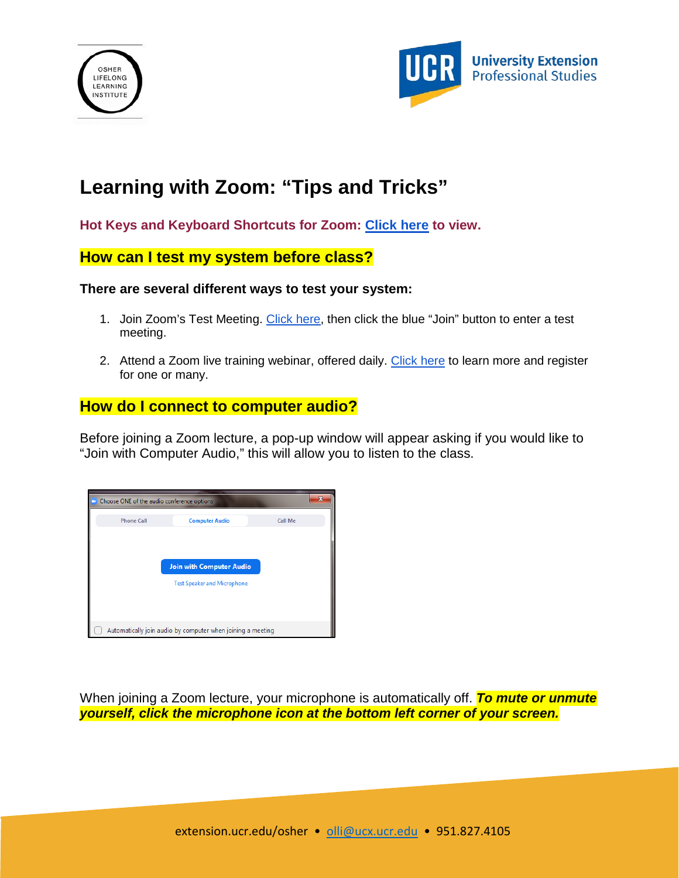# Learning with Zoom: "Tips and Tricks"

**Hot Keys and Keyboard Shortcuts for Zoom: Click here to view.**

## How can I test my system before class?

**There are several different ways to test your system:**

1. Join Zoom's Test Meeting. Click here, then click the blue "Join" button to enter a test meeting.
2. Attend a Zoom live training webinar, offered daily. Click here to learn more and register for one or many.

## How do I connect to computer audio?

Before joining a Zoom lecture, a pop-up window will appear asking if you would like to "Join with Computer Audio," this will allow you to listen to the class.

When joining a Zoom lecture, your microphone is automatically off. ***To mute or unmute yourself, click the microphone icon at the bottom left corner of your screen.***

extension.ucr.edu/osher • olli@ucx.ucr.edu • 951.827.4105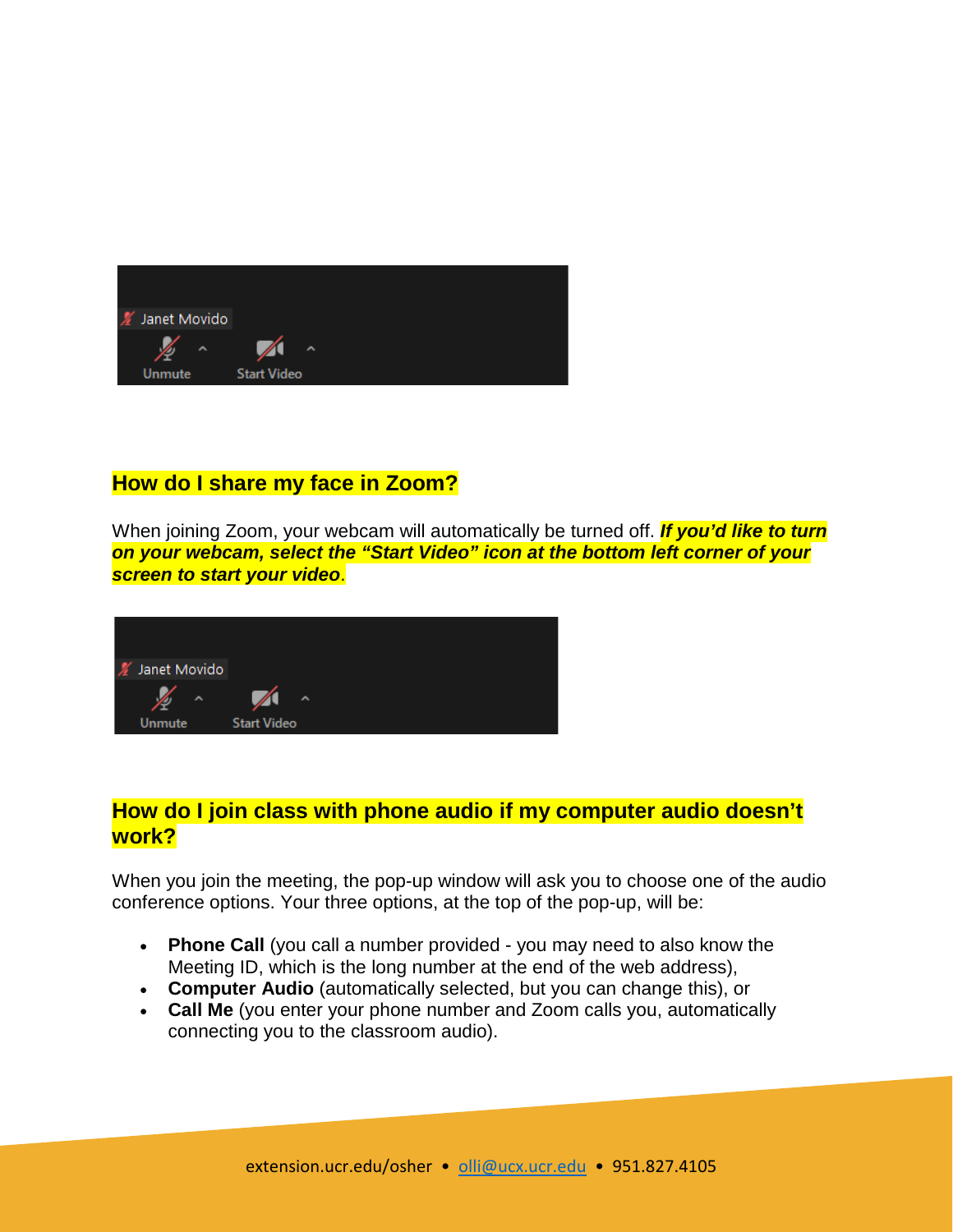## How do I share my face in Zoom?

When joining Zoom, your webcam will automatically be turned off. ***If you'd like to turn on your webcam, select the "Start Video" icon at the bottom left corner of your screen to start your video***.

## How do I join class with phone audio if my computer audio doesn't work?

When you join the meeting, the pop-up window will ask you to choose one of the audio conference options. Your three options, at the top of the pop-up, will be:

- **Phone Call** (you call a number provided - you may need to also know the Meeting ID, which is the long number at the end of the web address),
- **Computer Audio** (automatically selected, but you can change this), or
- **Call Me** (you enter your phone number and Zoom calls you, automatically connecting you to the classroom audio).

extension.ucr.edu/osher • olli@ucx.ucr.edu • 951.827.4105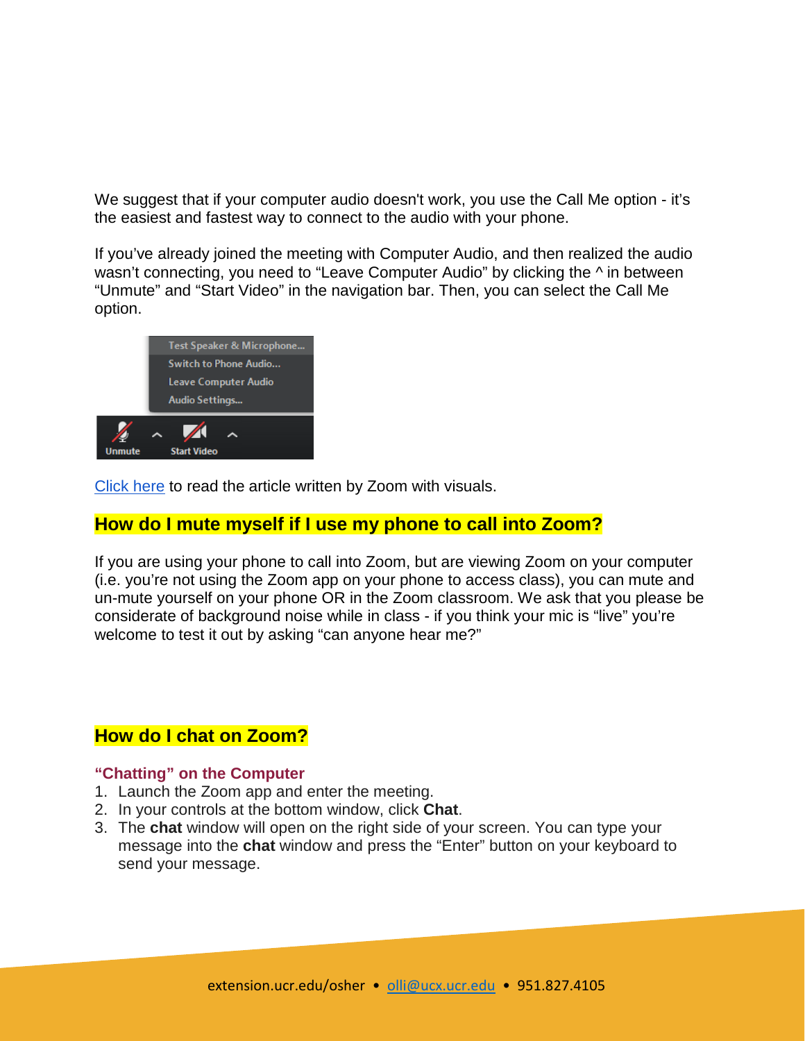We suggest that if your computer audio doesn't work, you use the Call Me option - it's the easiest and fastest way to connect to the audio with your phone.

If you've already joined the meeting with Computer Audio, and then realized the audio wasn't connecting, you need to "Leave Computer Audio" by clicking the ^ in between "Unmute" and "Start Video" in the navigation bar. Then, you can select the Call Me option.

Click here to read the article written by Zoom with visuals.

## How do I mute myself if I use my phone to call into Zoom?

If you are using your phone to call into Zoom, but are viewing Zoom on your computer (i.e. you're not using the Zoom app on your phone to access class), you can mute and un-mute yourself on your phone OR in the Zoom classroom. We ask that you please be considerate of background noise while in class - if you think your mic is "live" you're welcome to test it out by asking "can anyone hear me?"

## How do I chat on Zoom?

### "Chatting" on the Computer

1. Launch the Zoom app and enter the meeting.
2. In your controls at the bottom window, click **Chat**.
3. The **chat** window will open on the right side of your screen. You can type your message into the **chat** window and press the "Enter" button on your keyboard to send your message.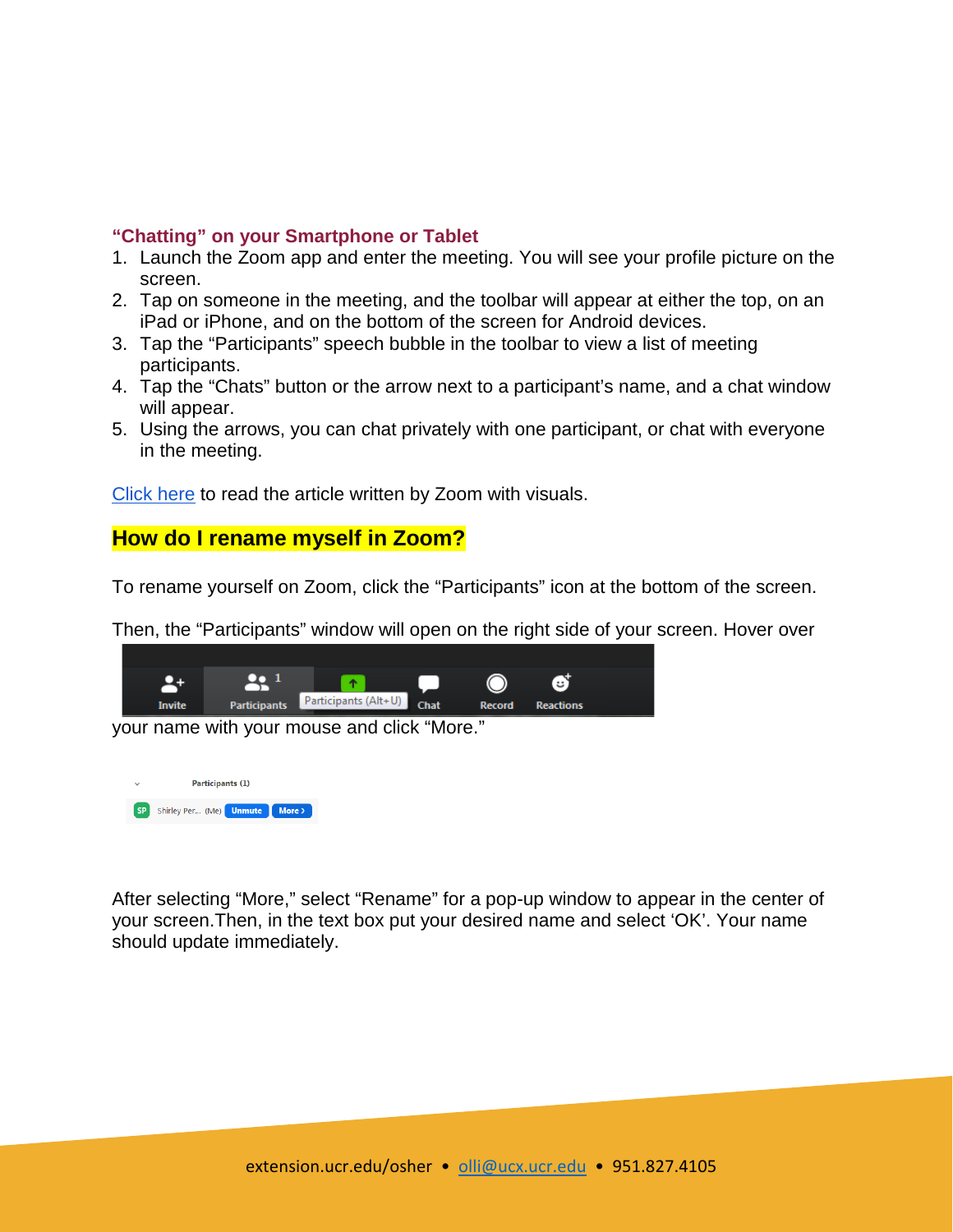**“Chatting” on your Smartphone or Tablet**

1. Launch the Zoom app and enter the meeting. You will see your profile picture on the screen.
2. Tap on someone in the meeting, and the toolbar will appear at either the top, on an iPad or iPhone, and on the bottom of the screen for Android devices.
3. Tap the “Participants” speech bubble in the toolbar to view a list of meeting participants.
4. Tap the “Chats” button or the arrow next to a participant’s name, and a chat window will appear.
5. Using the arrows, you can chat privately with one participant, or chat with everyone in the meeting.

Click here to read the article written by Zoom with visuals.

## How do I rename myself in Zoom?

To rename yourself on Zoom, click the “Participants” icon at the bottom of the screen.

Then, the “Participants” window will open on the right side of your screen. Hover over your name with your mouse and click “More.”

After selecting “More,” select “Rename” for a pop-up window to appear in the center of your screen.Then, in the text box put your desired name and select ‘OK’. Your name should update immediately.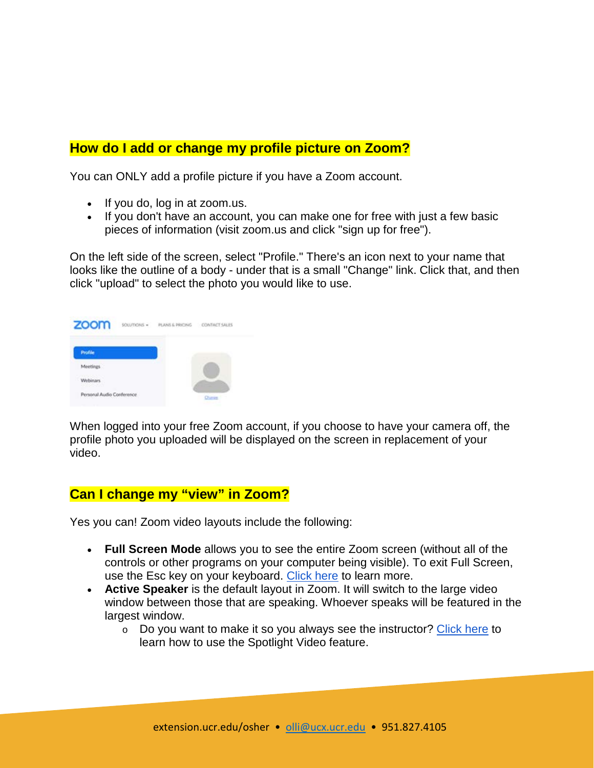## How do I add or change my profile picture on Zoom?

You can ONLY add a profile picture if you have a Zoom account.

- If you do, log in at zoom.us.
- If you don't have an account, you can make one for free with just a few basic pieces of information (visit zoom.us and click "sign up for free").

On the left side of the screen, select "Profile." There's an icon next to your name that looks like the outline of a body - under that is a small "Change" link. Click that, and then click "upload" to select the photo you would like to use.

When logged into your free Zoom account, if you choose to have your camera off, the profile photo you uploaded will be displayed on the screen in replacement of your video.

## Can I change my "view" in Zoom?

Yes you can! Zoom video layouts include the following:

- **Full Screen Mode** allows you to see the entire Zoom screen (without all of the controls or other programs on your computer being visible). To exit Full Screen, use the Esc key on your keyboard. Click here to learn more.
- **Active Speaker** is the default layout in Zoom. It will switch to the large video window between those that are speaking. Whoever speaks will be featured in the largest window.
  - Do you want to make it so you always see the instructor? Click here to learn how to use the Spotlight Video feature.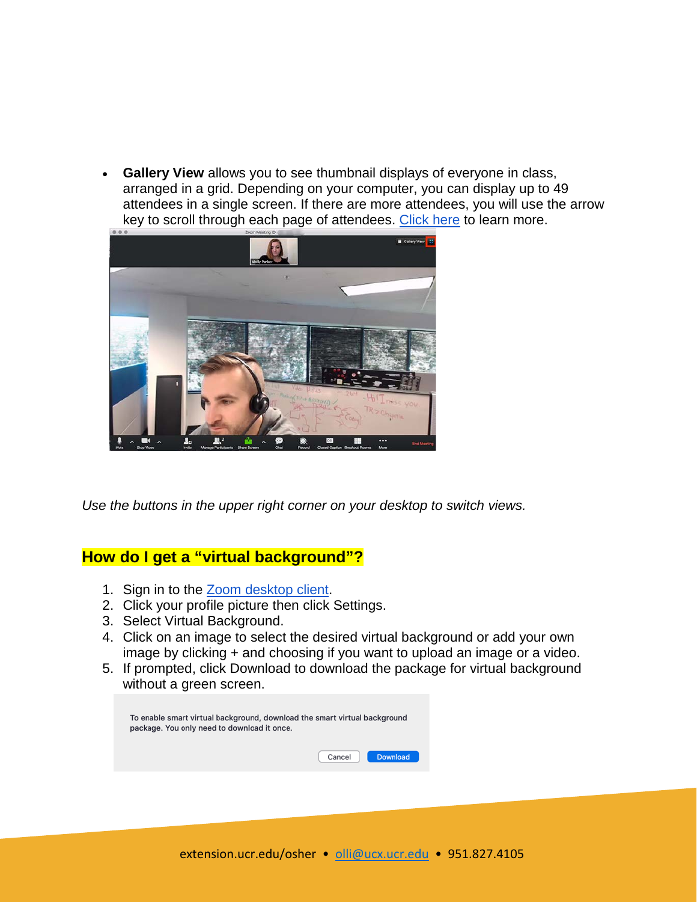- **Gallery View** allows you to see thumbnail displays of everyone in class, arranged in a grid. Depending on your computer, you can display up to 49 attendees in a single screen. If there are more attendees, you will use the arrow key to scroll through each page of attendees. Click here to learn more.

*Use the buttons in the upper right corner on your desktop to switch views.*

## How do I get a "virtual background"?

1. Sign in to the Zoom desktop client.
2. Click your profile picture then click Settings.
3. Select Virtual Background.
4. Click on an image to select the desired virtual background or add your own image by clicking + and choosing if you want to upload an image or a video.
5. If prompted, click Download to download the package for virtual background without a green screen.

To enable smart virtual background, download the smart virtual background package. You only need to download it once.

Cancel Download

extension.ucr.edu/osher • olli@ucx.ucr.edu • 951.827.4105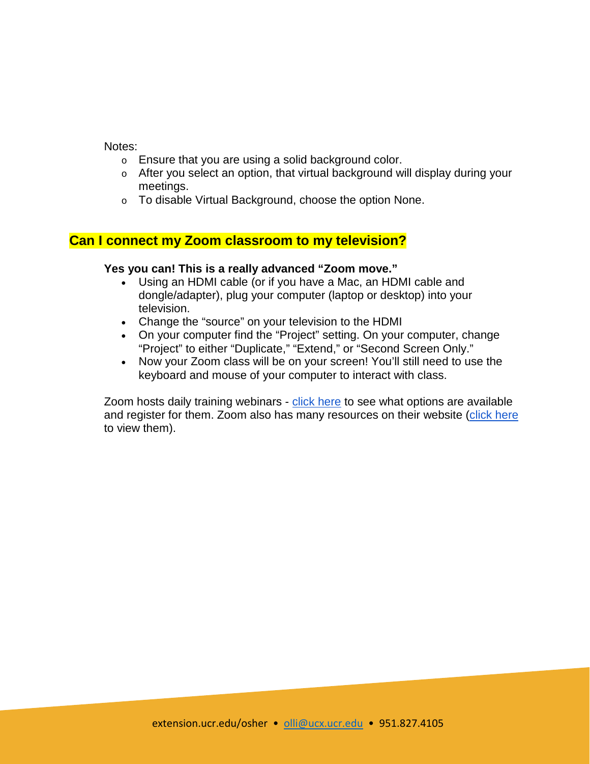Notes:

- Ensure that you are using a solid background color.
- After you select an option, that virtual background will display during your meetings.
- To disable Virtual Background, choose the option None.

## Can I connect my Zoom classroom to my television?

**Yes you can! This is a really advanced "Zoom move."**

- Using an HDMI cable (or if you have a Mac, an HDMI cable and dongle/adapter), plug your computer (laptop or desktop) into your television.
- Change the "source" on your television to the HDMI
- On your computer find the "Project" setting. On your computer, change "Project" to either "Duplicate," "Extend," or "Second Screen Only."
- Now your Zoom class will be on your screen! You'll still need to use the keyboard and mouse of your computer to interact with class.

Zoom hosts daily training webinars - click here to see what options are available and register for them. Zoom also has many resources on their website (click here to view them).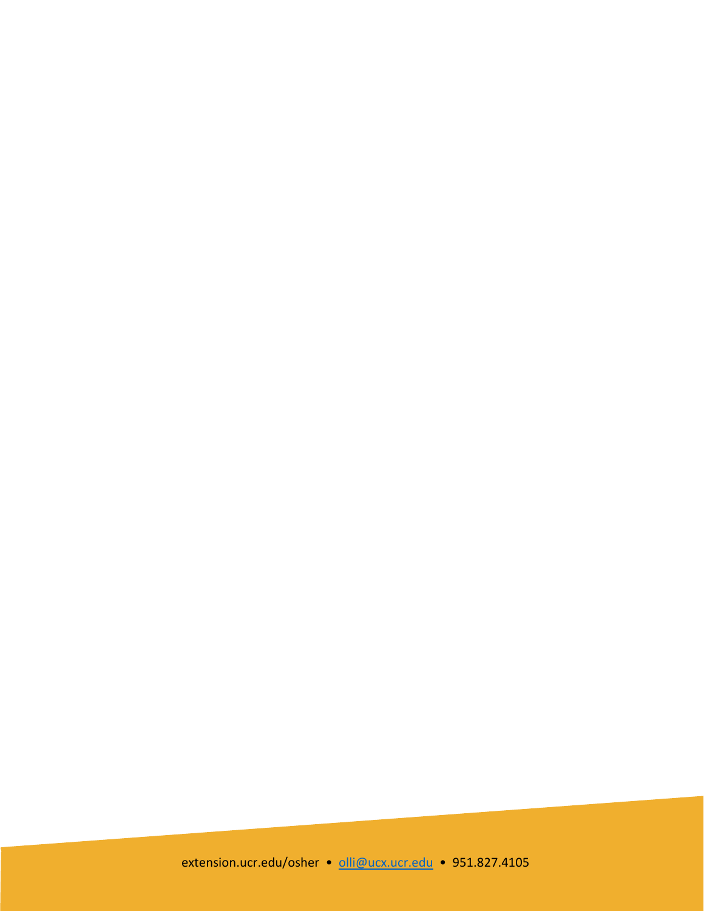extension.ucr.edu/osher • olli@ucx.ucr.edu • 951.827.4105